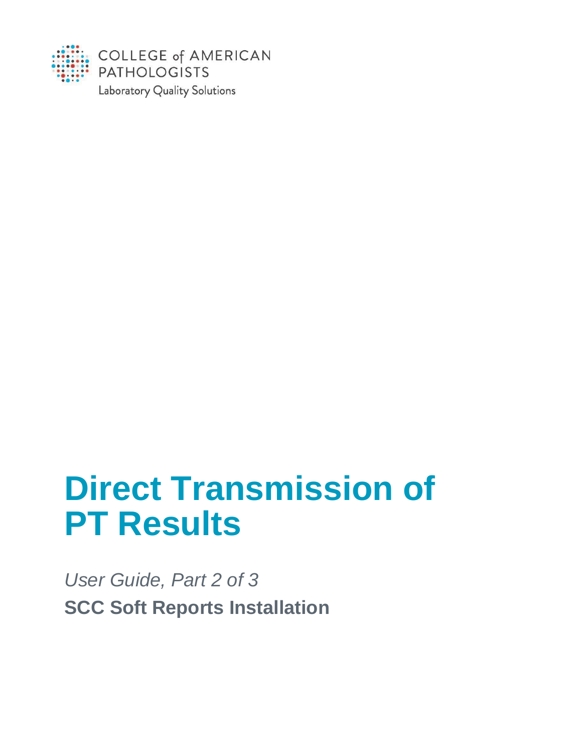COLLEGE of AMERICAN PATHOLOGISTS

Laboratory Quality Solutions

# Direct Transmission of PT Results

*User Guide, Part 2 of 3*

**SCC Soft Reports Installation**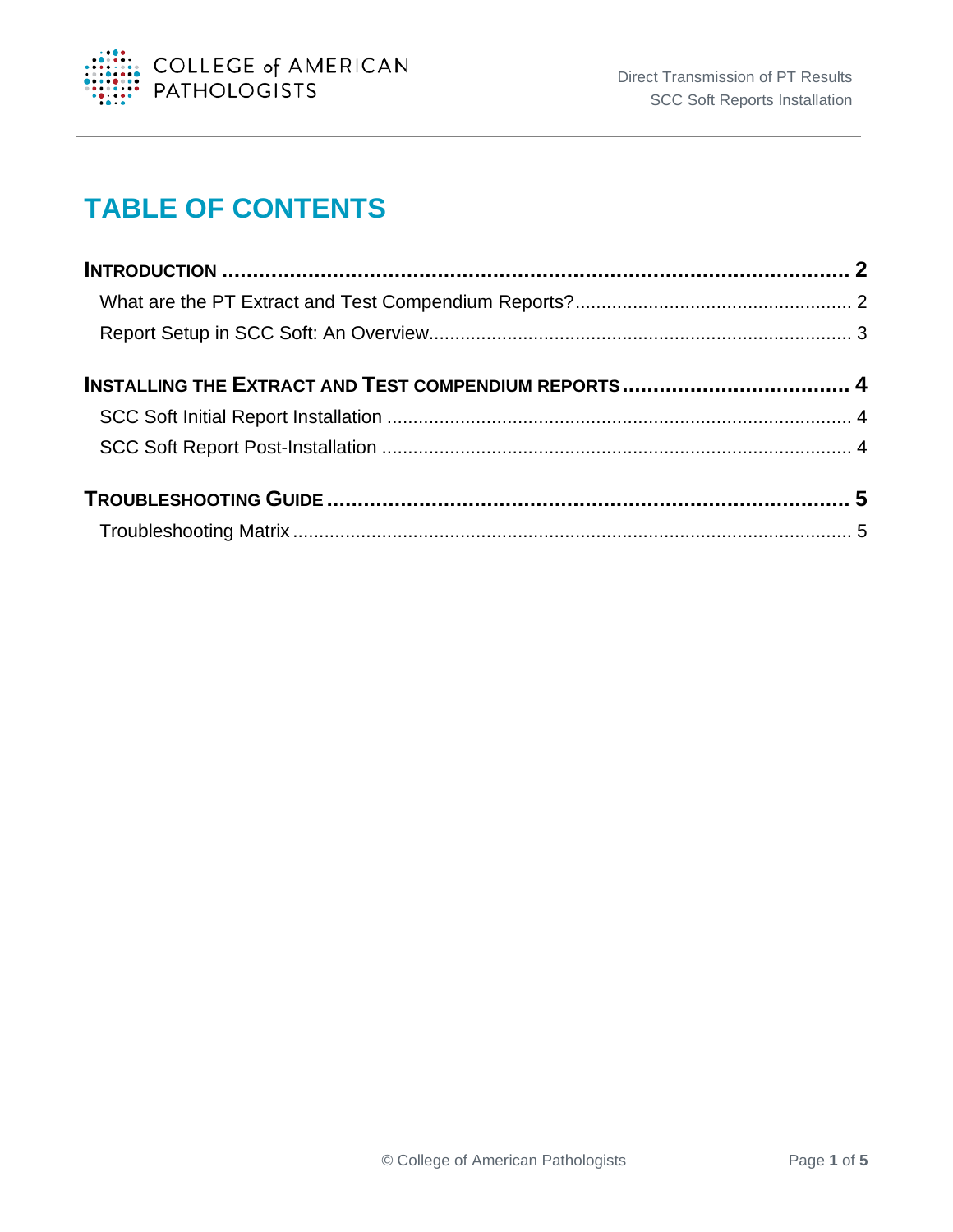# TABLE OF CONTENTS

**INTRODUCTION ..... 2**

What are the PT Extract and Test Compendium Reports? ..... 2

Report Setup in SCC Soft: An Overview ..... 3

**INSTALLING THE EXTRACT AND TEST COMPENDIUM REPORTS ..... 4**

SCC Soft Initial Report Installation ..... 4

SCC Soft Report Post-Installation ..... 4

**TROUBLESHOOTING GUIDE ..... 5**

Troubleshooting Matrix ..... 5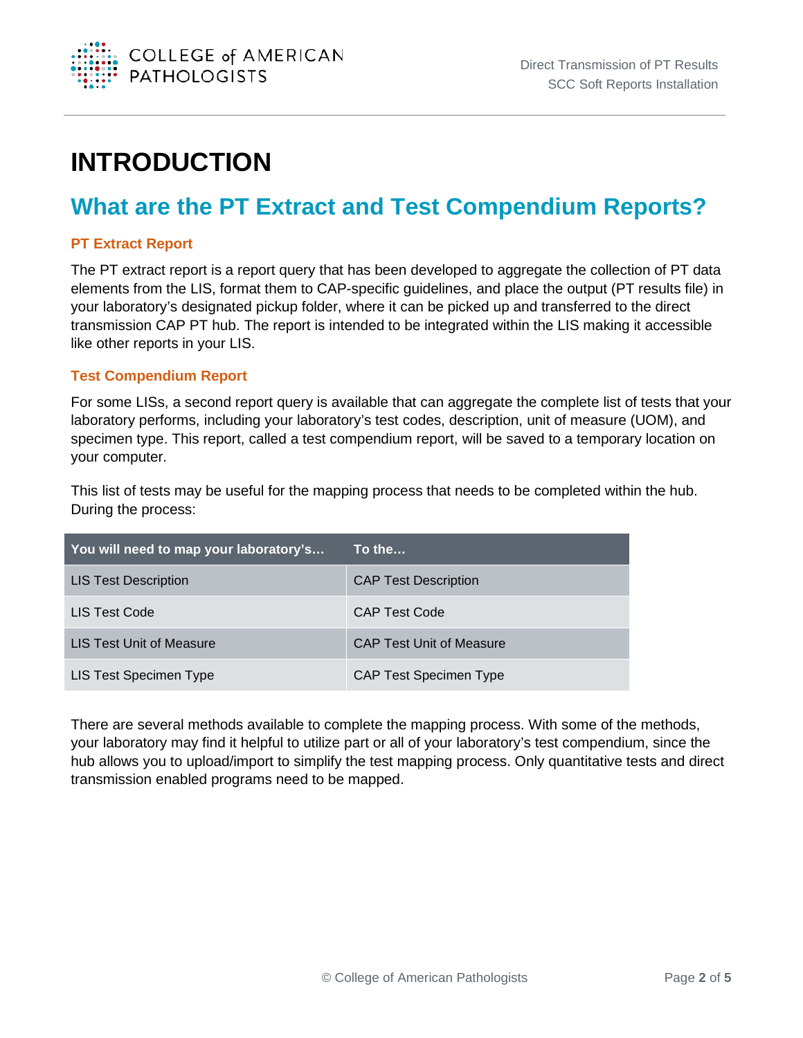# INTRODUCTION

## What are the PT Extract and Test Compendium Reports?

### PT Extract Report

The PT extract report is a report query that has been developed to aggregate the collection of PT data elements from the LIS, format them to CAP-specific guidelines, and place the output (PT results file) in your laboratory's designated pickup folder, where it can be picked up and transferred to the direct transmission CAP PT hub. The report is intended to be integrated within the LIS making it accessible like other reports in your LIS.

### Test Compendium Report

For some LISs, a second report query is available that can aggregate the complete list of tests that your laboratory performs, including your laboratory's test codes, description, unit of measure (UOM), and specimen type. This report, called a test compendium report, will be saved to a temporary location on your computer.

This list of tests may be useful for the mapping process that needs to be completed within the hub. During the process:

| You will need to map your laboratory's… | To the… |
|---|---|
| LIS Test Description | CAP Test Description |
| LIS Test Code | CAP Test Code |
| LIS Test Unit of Measure | CAP Test Unit of Measure |
| LIS Test Specimen Type | CAP Test Specimen Type |

There are several methods available to complete the mapping process. With some of the methods, your laboratory may find it helpful to utilize part or all of your laboratory's test compendium, since the hub allows you to upload/import to simplify the test mapping process. Only quantitative tests and direct transmission enabled programs need to be mapped.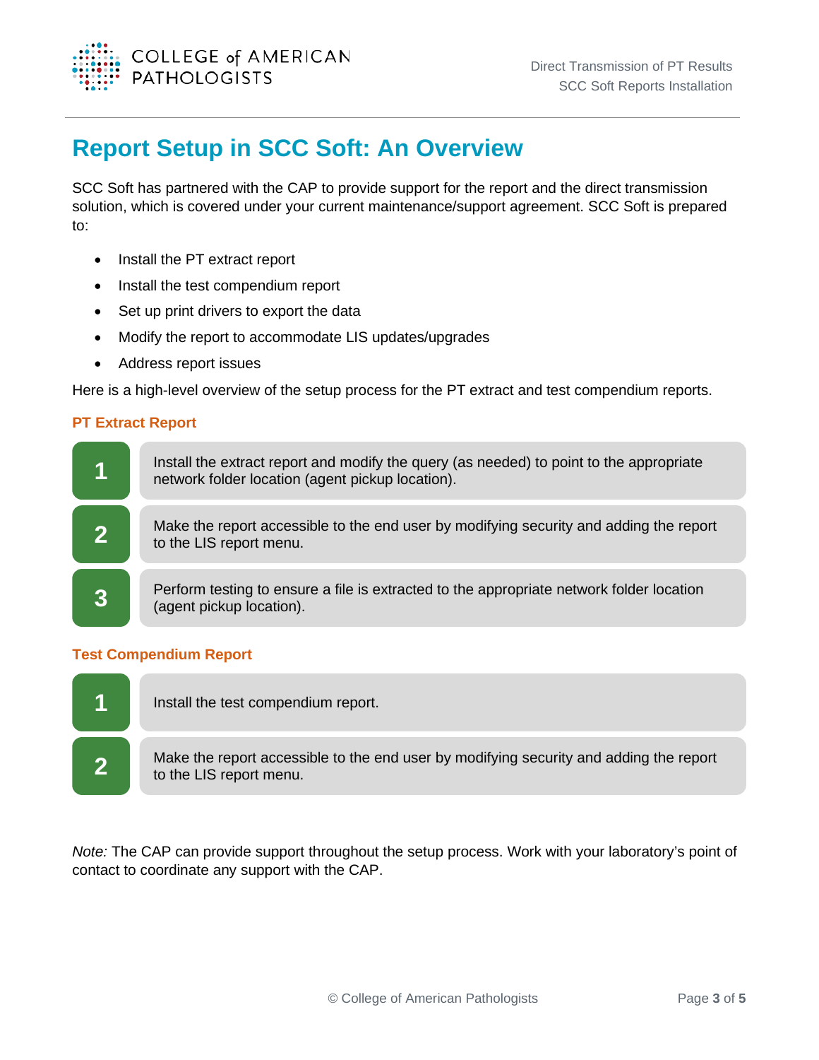# Report Setup in SCC Soft: An Overview

SCC Soft has partnered with the CAP to provide support for the report and the direct transmission solution, which is covered under your current maintenance/support agreement. SCC Soft is prepared to:

- Install the PT extract report
- Install the test compendium report
- Set up print drivers to export the data
- Modify the report to accommodate LIS updates/upgrades
- Address report issues

Here is a high-level overview of the setup process for the PT extract and test compendium reports.

### PT Extract Report

1. Install the extract report and modify the query (as needed) to point to the appropriate network folder location (agent pickup location).
2. Make the report accessible to the end user by modifying security and adding the report to the LIS report menu.
3. Perform testing to ensure a file is extracted to the appropriate network folder location (agent pickup location).

### Test Compendium Report

1. Install the test compendium report.
2. Make the report accessible to the end user by modifying security and adding the report to the LIS report menu.

*Note:* The CAP can provide support throughout the setup process. Work with your laboratory's point of contact to coordinate any support with the CAP.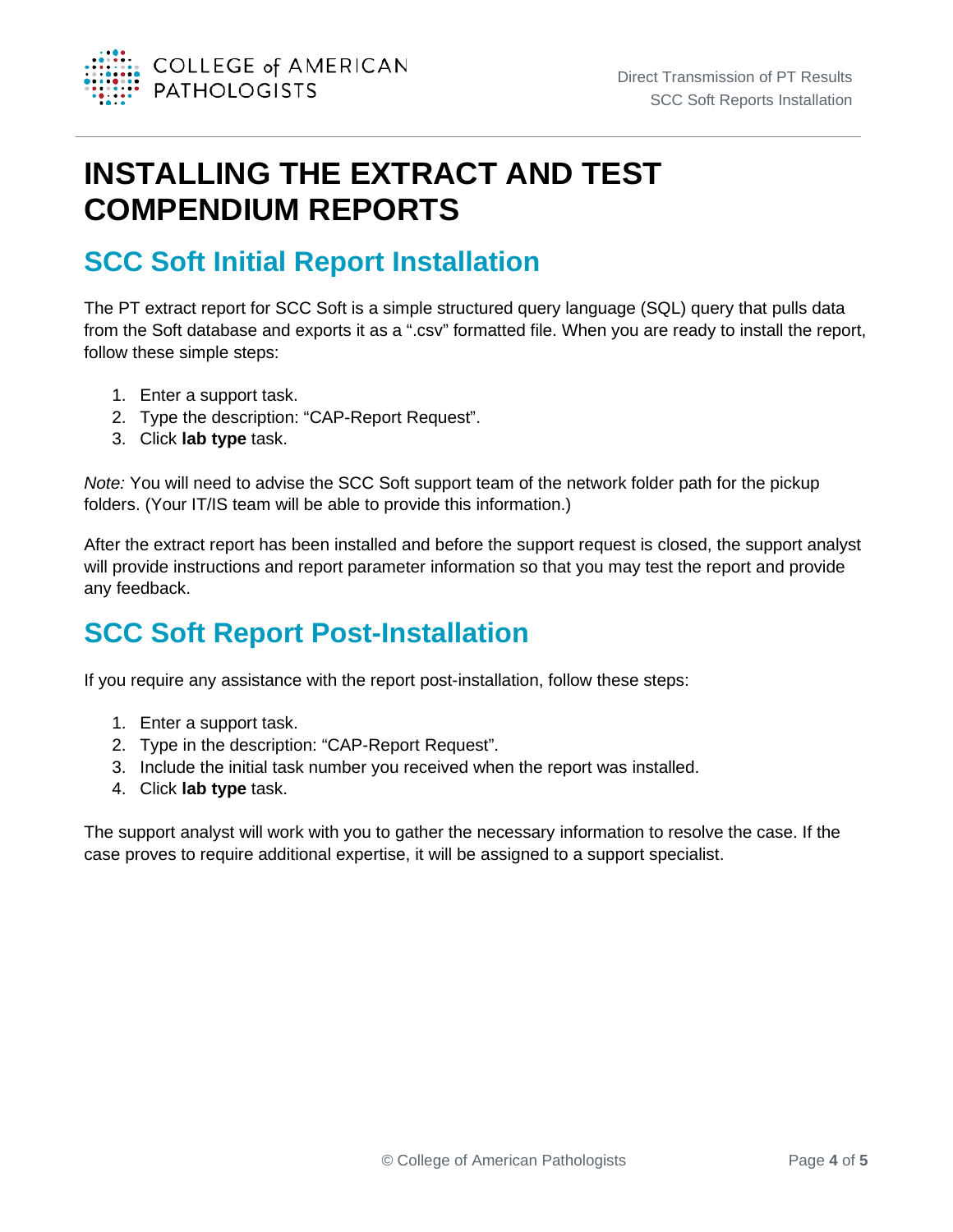# INSTALLING THE EXTRACT AND TEST COMPENDIUM REPORTS

## SCC Soft Initial Report Installation

The PT extract report for SCC Soft is a simple structured query language (SQL) query that pulls data from the Soft database and exports it as a ".csv" formatted file. When you are ready to install the report, follow these simple steps:

1. Enter a support task.
2. Type the description: "CAP-Report Request".
3. Click **lab type** task.

*Note:* You will need to advise the SCC Soft support team of the network folder path for the pickup folders. (Your IT/IS team will be able to provide this information.)

After the extract report has been installed and before the support request is closed, the support analyst will provide instructions and report parameter information so that you may test the report and provide any feedback.

## SCC Soft Report Post-Installation

If you require any assistance with the report post-installation, follow these steps:

1. Enter a support task.
2. Type in the description: "CAP-Report Request".
3. Include the initial task number you received when the report was installed.
4. Click **lab type** task.

The support analyst will work with you to gather the necessary information to resolve the case. If the case proves to require additional expertise, it will be assigned to a support specialist.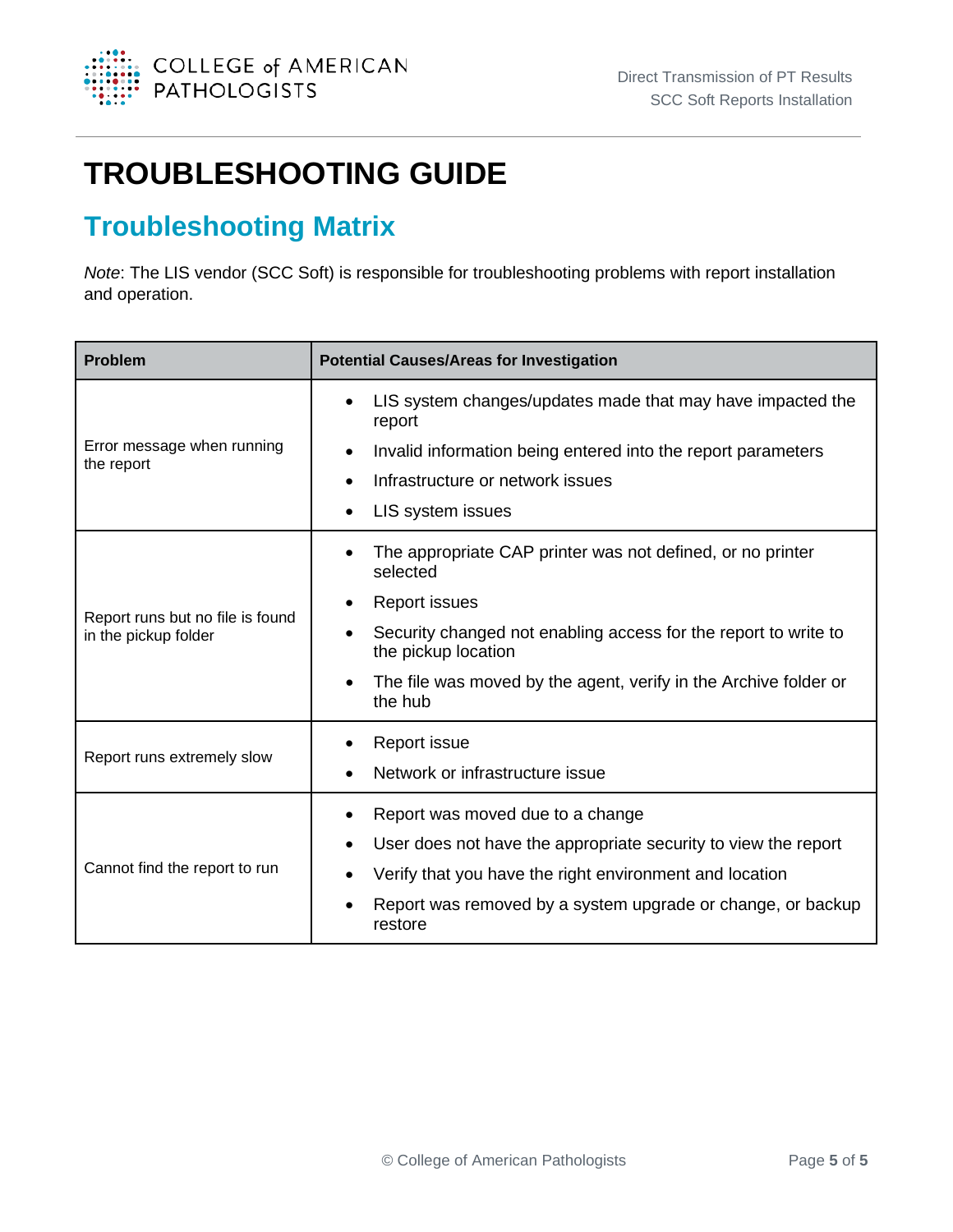# TROUBLESHOOTING GUIDE

## Troubleshooting Matrix

*Note*: The LIS vendor (SCC Soft) is responsible for troubleshooting problems with report installation and operation.

| Problem | Potential Causes/Areas for Investigation |
|---|---|
| Error message when running the report | • LIS system changes/updates made that may have impacted the report<br>• Invalid information being entered into the report parameters<br>• Infrastructure or network issues<br>• LIS system issues |
| Report runs but no file is found in the pickup folder | • The appropriate CAP printer was not defined, or no printer selected<br>• Report issues<br>• Security changed not enabling access for the report to write to the pickup location<br>• The file was moved by the agent, verify in the Archive folder or the hub |
| Report runs extremely slow | • Report issue<br>• Network or infrastructure issue |
| Cannot find the report to run | • Report was moved due to a change<br>• User does not have the appropriate security to view the report<br>• Verify that you have the right environment and location<br>• Report was removed by a system upgrade or change, or backup restore |